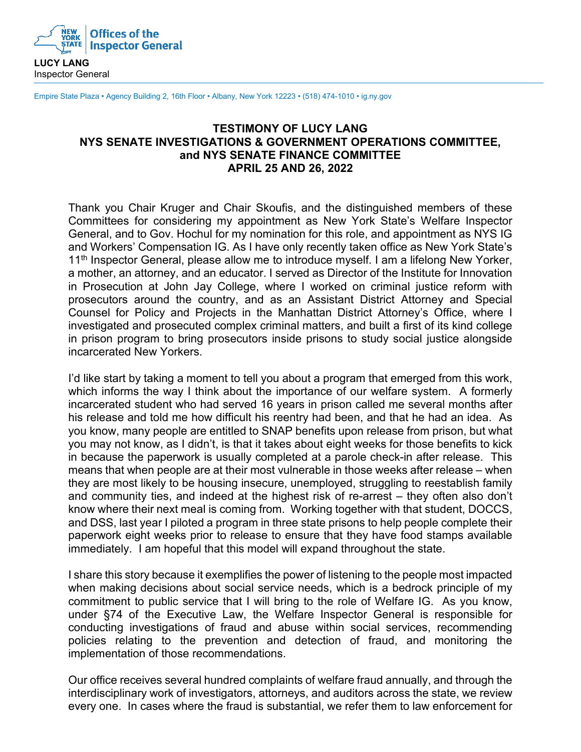**Offices of the Inspector General**

**LUCY LANG**
Inspector General

Empire State Plaza • Agency Building 2, 16th Floor • Albany, New York 12223 • (518) 474-1010 • ig.ny.gov

## TESTIMONY OF LUCY LANG
## NYS SENATE INVESTIGATIONS & GOVERNMENT OPERATIONS COMMITTEE, and NYS SENATE FINANCE COMMITTEE
## APRIL 25 AND 26, 2022

Thank you Chair Kruger and Chair Skoufis, and the distinguished members of these Committees for considering my appointment as New York State's Welfare Inspector General, and to Gov. Hochul for my nomination for this role, and appointment as NYS IG and Workers' Compensation IG. As I have only recently taken office as New York State's 11th Inspector General, please allow me to introduce myself. I am a lifelong New Yorker, a mother, an attorney, and an educator. I served as Director of the Institute for Innovation in Prosecution at John Jay College, where I worked on criminal justice reform with prosecutors around the country, and as an Assistant District Attorney and Special Counsel for Policy and Projects in the Manhattan District Attorney's Office, where I investigated and prosecuted complex criminal matters, and built a first of its kind college in prison program to bring prosecutors inside prisons to study social justice alongside incarcerated New Yorkers.

I'd like start by taking a moment to tell you about a program that emerged from this work, which informs the way I think about the importance of our welfare system. A formerly incarcerated student who had served 16 years in prison called me several months after his release and told me how difficult his reentry had been, and that he had an idea. As you know, many people are entitled to SNAP benefits upon release from prison, but what you may not know, as I didn't, is that it takes about eight weeks for those benefits to kick in because the paperwork is usually completed at a parole check-in after release. This means that when people are at their most vulnerable in those weeks after release – when they are most likely to be housing insecure, unemployed, struggling to reestablish family and community ties, and indeed at the highest risk of re-arrest – they often also don't know where their next meal is coming from. Working together with that student, DOCCS, and DSS, last year I piloted a program in three state prisons to help people complete their paperwork eight weeks prior to release to ensure that they have food stamps available immediately. I am hopeful that this model will expand throughout the state.

I share this story because it exemplifies the power of listening to the people most impacted when making decisions about social service needs, which is a bedrock principle of my commitment to public service that I will bring to the role of Welfare IG. As you know, under §74 of the Executive Law, the Welfare Inspector General is responsible for conducting investigations of fraud and abuse within social services, recommending policies relating to the prevention and detection of fraud, and monitoring the implementation of those recommendations.

Our office receives several hundred complaints of welfare fraud annually, and through the interdisciplinary work of investigators, attorneys, and auditors across the state, we review every one. In cases where the fraud is substantial, we refer them to law enforcement for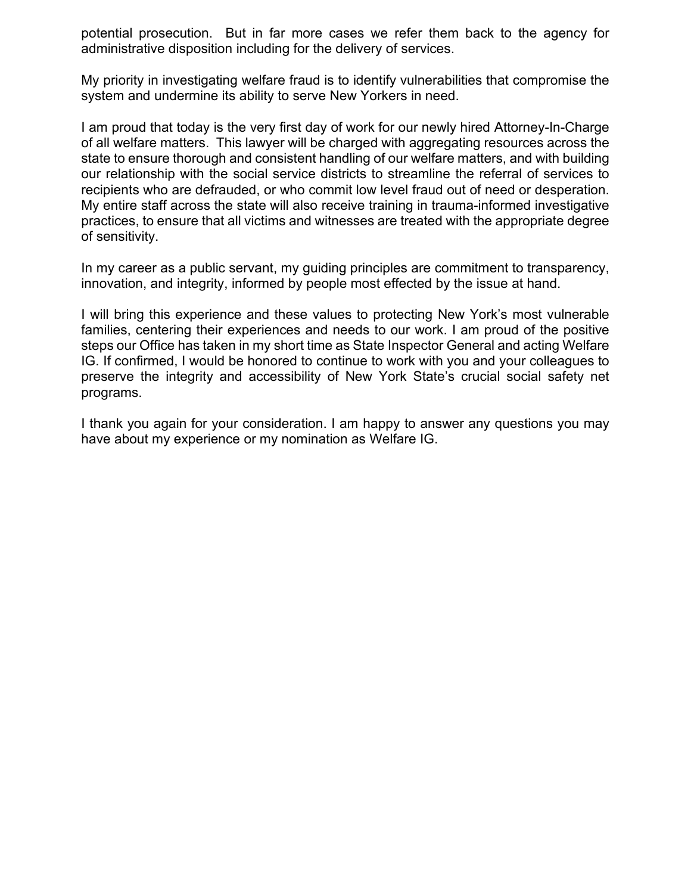potential prosecution. But in far more cases we refer them back to the agency for administrative disposition including for the delivery of services.

My priority in investigating welfare fraud is to identify vulnerabilities that compromise the system and undermine its ability to serve New Yorkers in need.

I am proud that today is the very first day of work for our newly hired Attorney-In-Charge of all welfare matters. This lawyer will be charged with aggregating resources across the state to ensure thorough and consistent handling of our welfare matters, and with building our relationship with the social service districts to streamline the referral of services to recipients who are defrauded, or who commit low level fraud out of need or desperation. My entire staff across the state will also receive training in trauma-informed investigative practices, to ensure that all victims and witnesses are treated with the appropriate degree of sensitivity.

In my career as a public servant, my guiding principles are commitment to transparency, innovation, and integrity, informed by people most effected by the issue at hand.

I will bring this experience and these values to protecting New York's most vulnerable families, centering their experiences and needs to our work. I am proud of the positive steps our Office has taken in my short time as State Inspector General and acting Welfare IG. If confirmed, I would be honored to continue to work with you and your colleagues to preserve the integrity and accessibility of New York State's crucial social safety net programs.

I thank you again for your consideration. I am happy to answer any questions you may have about my experience or my nomination as Welfare IG.